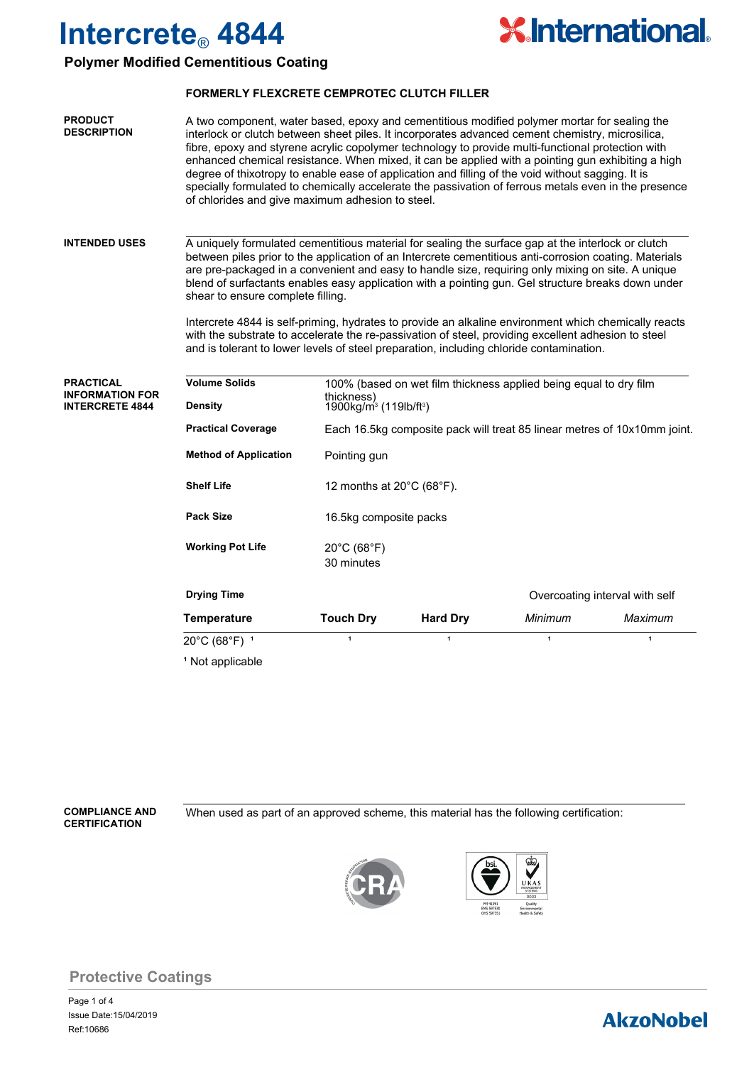# Intercrete® 4844

## Polymer Modified Cementitious Coating

**FORMERLY FLEXCRETE CEMPROTEC CLUTCH FILLER**

**PRODUCT DESCRIPTION**

A two component, water based, epoxy and cementitious modified polymer mortar for sealing the interlock or clutch between sheet piles. It incorporates advanced cement chemistry, microsilica, fibre, epoxy and styrene acrylic copolymer technology to provide multi-functional protection with enhanced chemical resistance. When mixed, it can be applied with a pointing gun exhibiting a high degree of thixotropy to enable ease of application and filling of the void without sagging. It is specially formulated to chemically accelerate the passivation of ferrous metals even in the presence of chlorides and give maximum adhesion to steel.

**INTENDED USES**

A uniquely formulated cementitious material for sealing the surface gap at the interlock or clutch between piles prior to the application of an Intercrete cementitious anti-corrosion coating. Materials are pre-packaged in a convenient and easy to handle size, requiring only mixing on site. A unique blend of surfactants enables easy application with a pointing gun. Gel structure breaks down under shear to ensure complete filling.

Intercrete 4844 is self-priming, hydrates to provide an alkaline environment which chemically reacts with the substrate to accelerate the re-passivation of steel, providing excellent adhesion to steel and is tolerant to lower levels of steel preparation, including chloride contamination.

**PRACTICAL INFORMATION FOR INTERCRETE 4844**

| | |
|---|---|
| **Volume Solids** | 100% (based on wet film thickness applied being equal to dry film thickness) |
| **Density** | 1900kg/m³ (119lb/ft³) |
| **Practical Coverage** | Each 16.5kg composite pack will treat 85 linear metres of 10x10mm joint. |
| **Method of Application** | Pointing gun |
| **Shelf Life** | 12 months at 20°C (68°F). |
| **Pack Size** | 16.5kg composite packs |
| **Working Pot Life** | 20°C (68°F) 30 minutes |

**Drying Time**

| Temperature | Touch Dry | Hard Dry | Overcoating interval with self: *Minimum* | Overcoating interval with self: *Maximum* |
|---|---|---|---|---|
| 20°C (68°F) [1] | [1] | [1] | [1] | [1] |

[1] Not applicable

**COMPLIANCE AND CERTIFICATION**

When used as part of an approved scheme, this material has the following certification:

Protective Coatings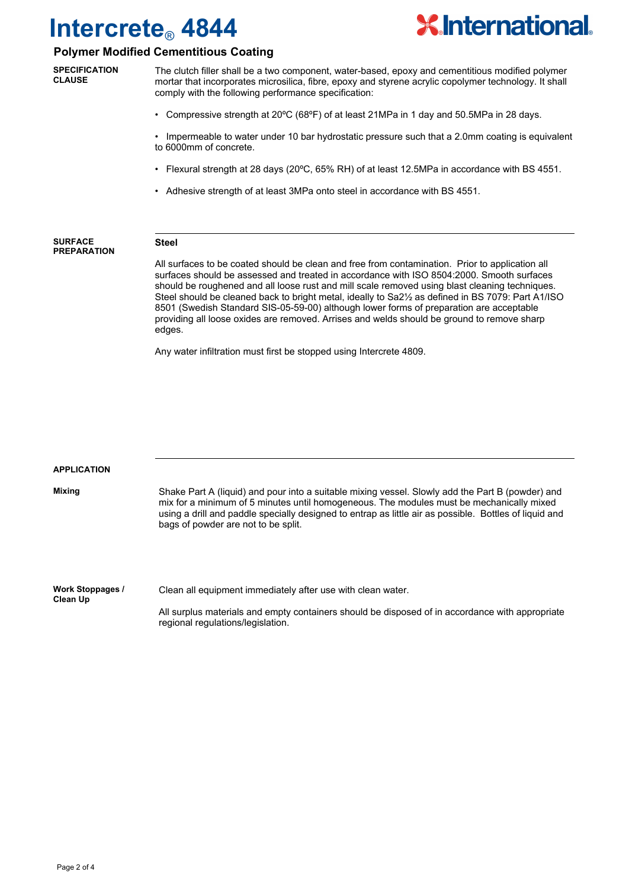# Intercrete® 4844

## Polymer Modified Cementitious Coating

**SPECIFICATION CLAUSE**

The clutch filler shall be a two component, water-based, epoxy and cementitious modified polymer mortar that incorporates microsilica, fibre, epoxy and styrene acrylic copolymer technology. It shall comply with the following performance specification:

- Compressive strength at 20ºC (68ºF) of at least 21MPa in 1 day and 50.5MPa in 28 days.
- Impermeable to water under 10 bar hydrostatic pressure such that a 2.0mm coating is equivalent to 6000mm of concrete.
- Flexural strength at 28 days (20ºC, 65% RH) of at least 12.5MPa in accordance with BS 4551.
- Adhesive strength of at least 3MPa onto steel in accordance with BS 4551.

**SURFACE PREPARATION**

**Steel**

All surfaces to be coated should be clean and free from contamination. Prior to application all surfaces should be assessed and treated in accordance with ISO 8504:2000. Smooth surfaces should be roughened and all loose rust and mill scale removed using blast cleaning techniques. Steel should be cleaned back to bright metal, ideally to Sa2½ as defined in BS 7079: Part A1/ISO 8501 (Swedish Standard SIS-05-59-00) although lower forms of preparation are acceptable providing all loose oxides are removed. Arrises and welds should be ground to remove sharp edges.

Any water infiltration must first be stopped using Intercrete 4809.

**APPLICATION**

**Mixing**

Shake Part A (liquid) and pour into a suitable mixing vessel. Slowly add the Part B (powder) and mix for a minimum of 5 minutes until homogeneous. The modules must be mechanically mixed using a drill and paddle specially designed to entrap as little air as possible. Bottles of liquid and bags of powder are not to be split.

**Work Stoppages / Clean Up**

Clean all equipment immediately after use with clean water.

All surplus materials and empty containers should be disposed of in accordance with appropriate regional regulations/legislation.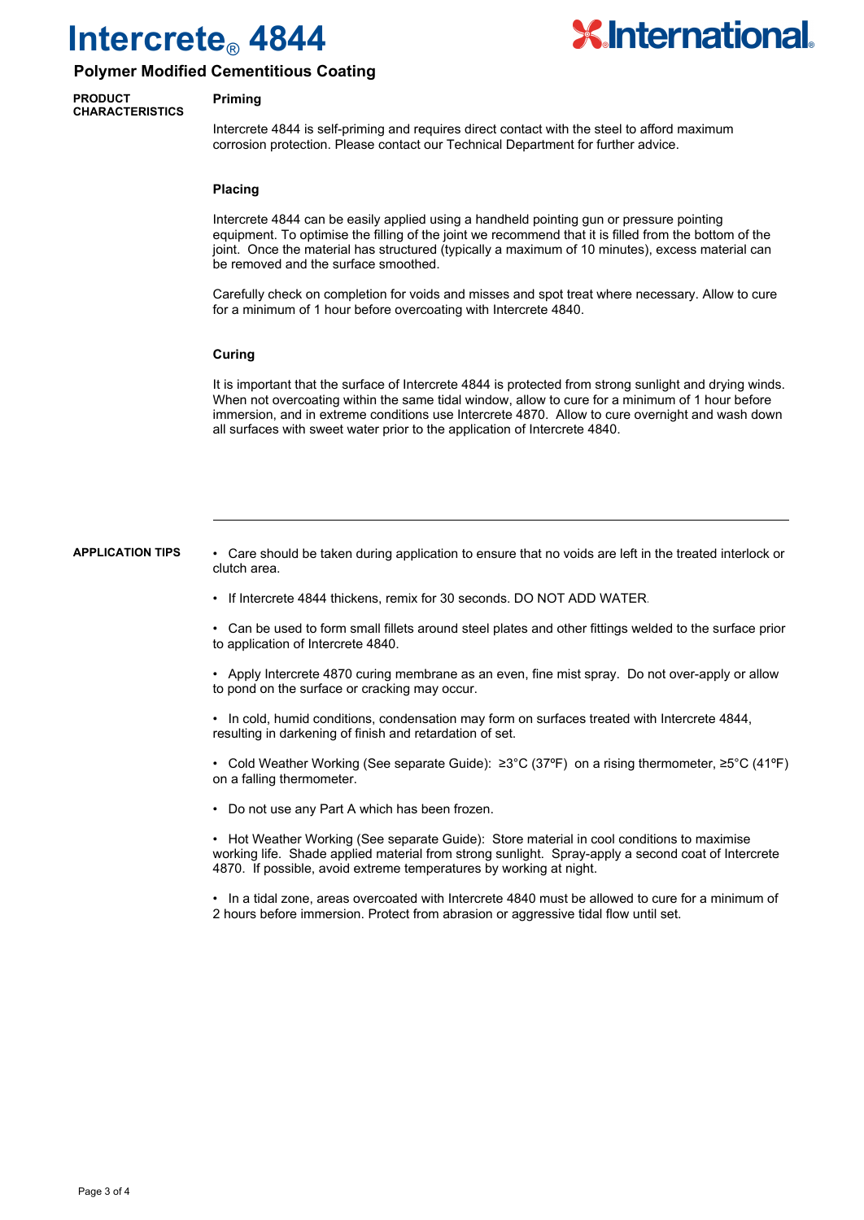# Intercrete® 4844

## Polymer Modified Cementitious Coating

**PRODUCT CHARACTERISTICS**

### Priming

Intercrete 4844 is self-priming and requires direct contact with the steel to afford maximum corrosion protection. Please contact our Technical Department for further advice.

### Placing

Intercrete 4844 can be easily applied using a handheld pointing gun or pressure pointing equipment. To optimise the filling of the joint we recommend that it is filled from the bottom of the joint. Once the material has structured (typically a maximum of 10 minutes), excess material can be removed and the surface smoothed.

Carefully check on completion for voids and misses and spot treat where necessary. Allow to cure for a minimum of 1 hour before overcoating with Intercrete 4840.

### Curing

It is important that the surface of Intercrete 4844 is protected from strong sunlight and drying winds. When not overcoating within the same tidal window, allow to cure for a minimum of 1 hour before immersion, and in extreme conditions use Intercrete 4870. Allow to cure overnight and wash down all surfaces with sweet water prior to the application of Intercrete 4840.

---

**APPLICATION TIPS**

- Care should be taken during application to ensure that no voids are left in the treated interlock or clutch area.
- If Intercrete 4844 thickens, remix for 30 seconds. DO NOT ADD WATER.
- Can be used to form small fillets around steel plates and other fittings welded to the surface prior to application of Intercrete 4840.
- Apply Intercrete 4870 curing membrane as an even, fine mist spray. Do not over-apply or allow to pond on the surface or cracking may occur.
- In cold, humid conditions, condensation may form on surfaces treated with Intercrete 4844, resulting in darkening of finish and retardation of set.
- Cold Weather Working (See separate Guide): ≥3°C (37ºF) on a rising thermometer, ≥5°C (41ºF) on a falling thermometer.
- Do not use any Part A which has been frozen.
- Hot Weather Working (See separate Guide): Store material in cool conditions to maximise working life. Shade applied material from strong sunlight. Spray-apply a second coat of Intercrete 4870. If possible, avoid extreme temperatures by working at night.
- In a tidal zone, areas overcoated with Intercrete 4840 must be allowed to cure for a minimum of 2 hours before immersion. Protect from abrasion or aggressive tidal flow until set.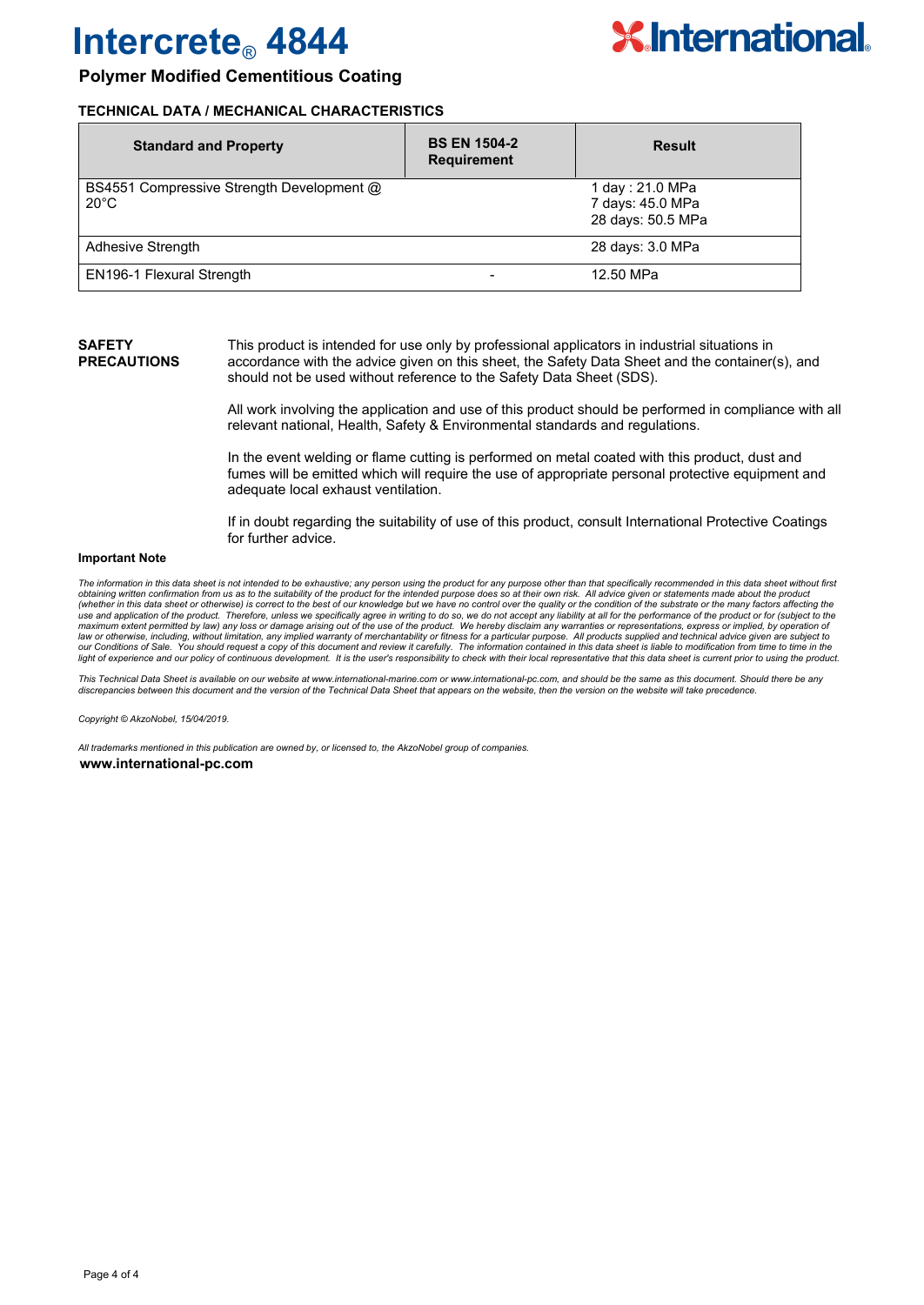# Intercrete® 4844

## Polymer Modified Cementitious Coating

### TECHNICAL DATA / MECHANICAL CHARACTERISTICS

| Standard and Property | BS EN 1504-2 Requirement | Result |
|---|---|---|
| BS4551 Compressive Strength Development @ 20°C | | 1 day : 21.0 MPa<br>7 days: 45.0 MPa<br>28 days: 50.5 MPa |
| Adhesive Strength | | 28 days: 3.0 MPa |
| EN196-1 Flexural Strength | - | 12.50 MPa |

**SAFETY PRECAUTIONS**

This product is intended for use only by professional applicators in industrial situations in accordance with the advice given on this sheet, the Safety Data Sheet and the container(s), and should not be used without reference to the Safety Data Sheet (SDS).

All work involving the application and use of this product should be performed in compliance with all relevant national, Health, Safety & Environmental standards and regulations.

In the event welding or flame cutting is performed on metal coated with this product, dust and fumes will be emitted which will require the use of appropriate personal protective equipment and adequate local exhaust ventilation.

If in doubt regarding the suitability of use of this product, consult International Protective Coatings for further advice.

**Important Note**

*The information in this data sheet is not intended to be exhaustive; any person using the product for any purpose other than that specifically recommended in this data sheet without first obtaining written confirmation from us as to the suitability of the product for the intended purpose does so at their own risk. All advice given or statements made about the product (whether in this data sheet or otherwise) is correct to the best of our knowledge but we have no control over the quality or the condition of the substrate or the many factors affecting the use and application of the product. Therefore, unless we specifically agree in writing to do so, we do not accept any liability at all for the performance of the product or for (subject to the maximum extent permitted by law) any loss or damage arising out of the use of the product. We hereby disclaim any warranties or representations, express or implied, by operation of law or otherwise, including, without limitation, any implied warranty of merchantability or fitness for a particular purpose. All products supplied and technical advice given are subject to our Conditions of Sale. You should request a copy of this document and review it carefully. The information contained in this data sheet is liable to modification from time to time in the light of experience and our policy of continuous development. It is the user's responsibility to check with their local representative that this data sheet is current prior to using the product.*

*This Technical Data Sheet is available on our website at www.international-marine.com or www.international-pc.com, and should be the same as this document. Should there be any discrepancies between this document and the version of the Technical Data Sheet that appears on the website, then the version on the website will take precedence.*

*Copyright © AkzoNobel, 15/04/2019.*

*All trademarks mentioned in this publication are owned by, or licensed to, the AkzoNobel group of companies.*

**www.international-pc.com**